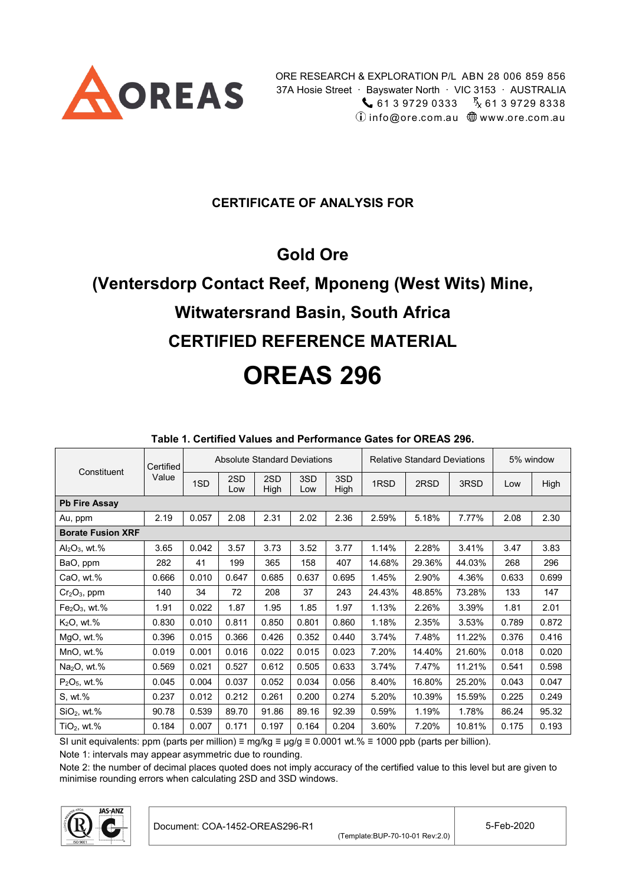ORE RESEARCH & EXPLORATION P/L ABN 28 006 859 856
37A Hosie Street · Bayswater North · VIC 3153 · AUSTRALIA
61 3 9729 0333 Fx 61 3 9729 8338
info@ore.com.au www.ore.com.au

## CERTIFICATE OF ANALYSIS FOR

# Gold Ore
# (Ventersdorp Contact Reef, Mponeng (West Wits) Mine, Witwatersrand Basin, South Africa
# CERTIFIED REFERENCE MATERIAL
# OREAS 296

**Table 1. Certified Values and Performance Gates for OREAS 296.**

| Constituent | Certified Value | Absolute Standard Deviations | | | | | Relative Standard Deviations | | | 5% window | |
|---|---|---|---|---|---|---|---|---|---|---|---|
| | | 1SD | 2SD Low | 2SD High | 3SD Low | 3SD High | 1RSD | 2RSD | 3RSD | Low | High |
| **Pb Fire Assay** | | | | | | | | | | | |
| Au, ppm | 2.19 | 0.057 | 2.08 | 2.31 | 2.02 | 2.36 | 2.59% | 5.18% | 7.77% | 2.08 | 2.30 |
| **Borate Fusion XRF** | | | | | | | | | | | |
| $Al_2O_3$, wt.% | 3.65 | 0.042 | 3.57 | 3.73 | 3.52 | 3.77 | 1.14% | 2.28% | 3.41% | 3.47 | 3.83 |
| BaO, ppm | 282 | 41 | 199 | 365 | 158 | 407 | 14.68% | 29.36% | 44.03% | 268 | 296 |
| CaO, wt.% | 0.666 | 0.010 | 0.647 | 0.685 | 0.637 | 0.695 | 1.45% | 2.90% | 4.36% | 0.633 | 0.699 |
| $Cr_2O_3$, ppm | 140 | 34 | 72 | 208 | 37 | 243 | 24.43% | 48.85% | 73.28% | 133 | 147 |
| $Fe_2O_3$, wt.% | 1.91 | 0.022 | 1.87 | 1.95 | 1.85 | 1.97 | 1.13% | 2.26% | 3.39% | 1.81 | 2.01 |
| $K_2O$, wt.% | 0.830 | 0.010 | 0.811 | 0.850 | 0.801 | 0.860 | 1.18% | 2.35% | 3.53% | 0.789 | 0.872 |
| MgO, wt.% | 0.396 | 0.015 | 0.366 | 0.426 | 0.352 | 0.440 | 3.74% | 7.48% | 11.22% | 0.376 | 0.416 |
| MnO, wt.% | 0.019 | 0.001 | 0.016 | 0.022 | 0.015 | 0.023 | 7.20% | 14.40% | 21.60% | 0.018 | 0.020 |
| $Na_2O$, wt.% | 0.569 | 0.021 | 0.527 | 0.612 | 0.505 | 0.633 | 3.74% | 7.47% | 11.21% | 0.541 | 0.598 |
| $P_2O_5$, wt.% | 0.045 | 0.004 | 0.037 | 0.052 | 0.034 | 0.056 | 8.40% | 16.80% | 25.20% | 0.043 | 0.047 |
| S, wt.% | 0.237 | 0.012 | 0.212 | 0.261 | 0.200 | 0.274 | 5.20% | 10.39% | 15.59% | 0.225 | 0.249 |
| $SiO_2$, wt.% | 90.78 | 0.539 | 89.70 | 91.86 | 89.16 | 92.39 | 0.59% | 1.19% | 1.78% | 86.24 | 95.32 |
| $TiO_2$, wt.% | 0.184 | 0.007 | 0.171 | 0.197 | 0.164 | 0.204 | 3.60% | 7.20% | 10.81% | 0.175 | 0.193 |

SI unit equivalents: ppm (parts per million) ≡ mg/kg ≡ µg/g ≡ 0.0001 wt.% ≡ 1000 ppb (parts per billion).

Note 1: intervals may appear asymmetric due to rounding.

Note 2: the number of decimal places quoted does not imply accuracy of the certified value to this level but are given to minimise rounding errors when calculating 2SD and 3SD windows.

Document: COA-1452-OREAS296-R1 (Template:BUP-70-10-01 Rev:2.0) 5-Feb-2020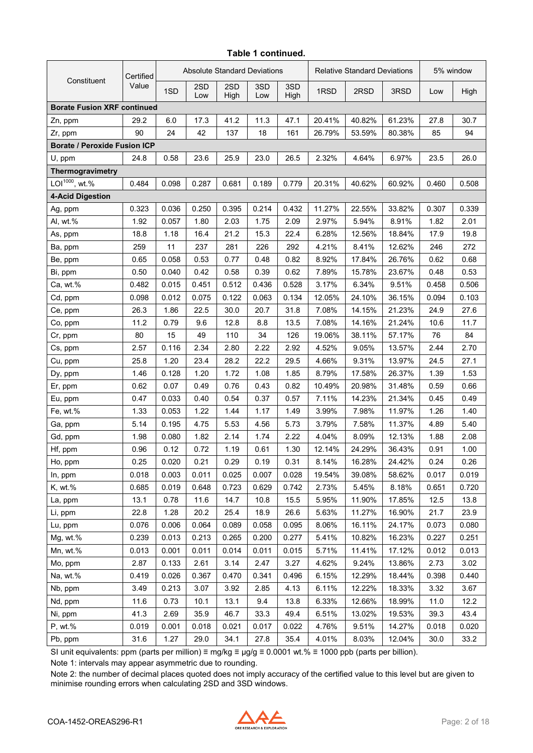**Table 1 continued.**

| Constituent | Certified Value | Absolute Standard Deviations | | | | | Relative Standard Deviations | | | 5% window | |
|---|---|---|---|---|---|---|---|---|---|---|---|
| | | 1SD | 2SD Low | 2SD High | 3SD Low | 3SD High | 1RSD | 2RSD | 3RSD | Low | High |
| **Borate Fusion XRF continued** | | | | | | | | | | | |
| Zn, ppm | 29.2 | 6.0 | 17.3 | 41.2 | 11.3 | 47.1 | 20.41% | 40.82% | 61.23% | 27.8 | 30.7 |
| Zr, ppm | 90 | 24 | 42 | 137 | 18 | 161 | 26.79% | 53.59% | 80.38% | 85 | 94 |
| **Borate / Peroxide Fusion ICP** | | | | | | | | | | | |
| U, ppm | 24.8 | 0.58 | 23.6 | 25.9 | 23.0 | 26.5 | 2.32% | 4.64% | 6.97% | 23.5 | 26.0 |
| **Thermogravimetry** | | | | | | | | | | | |
| $LOI^{1000}$, wt.% | 0.484 | 0.098 | 0.287 | 0.681 | 0.189 | 0.779 | 20.31% | 40.62% | 60.92% | 0.460 | 0.508 |
| **4-Acid Digestion** | | | | | | | | | | | |
| Ag, ppm | 0.323 | 0.036 | 0.250 | 0.395 | 0.214 | 0.432 | 11.27% | 22.55% | 33.82% | 0.307 | 0.339 |
| Al, wt.% | 1.92 | 0.057 | 1.80 | 2.03 | 1.75 | 2.09 | 2.97% | 5.94% | 8.91% | 1.82 | 2.01 |
| As, ppm | 18.8 | 1.18 | 16.4 | 21.2 | 15.3 | 22.4 | 6.28% | 12.56% | 18.84% | 17.9 | 19.8 |
| Ba, ppm | 259 | 11 | 237 | 281 | 226 | 292 | 4.21% | 8.41% | 12.62% | 246 | 272 |
| Be, ppm | 0.65 | 0.058 | 0.53 | 0.77 | 0.48 | 0.82 | 8.92% | 17.84% | 26.76% | 0.62 | 0.68 |
| Bi, ppm | 0.50 | 0.040 | 0.42 | 0.58 | 0.39 | 0.62 | 7.89% | 15.78% | 23.67% | 0.48 | 0.53 |
| Ca, wt.% | 0.482 | 0.015 | 0.451 | 0.512 | 0.436 | 0.528 | 3.17% | 6.34% | 9.51% | 0.458 | 0.506 |
| Cd, ppm | 0.098 | 0.012 | 0.075 | 0.122 | 0.063 | 0.134 | 12.05% | 24.10% | 36.15% | 0.094 | 0.103 |
| Ce, ppm | 26.3 | 1.86 | 22.5 | 30.0 | 20.7 | 31.8 | 7.08% | 14.15% | 21.23% | 24.9 | 27.6 |
| Co, ppm | 11.2 | 0.79 | 9.6 | 12.8 | 8.8 | 13.5 | 7.08% | 14.16% | 21.24% | 10.6 | 11.7 |
| Cr, ppm | 80 | 15 | 49 | 110 | 34 | 126 | 19.06% | 38.11% | 57.17% | 76 | 84 |
| Cs, ppm | 2.57 | 0.116 | 2.34 | 2.80 | 2.22 | 2.92 | 4.52% | 9.05% | 13.57% | 2.44 | 2.70 |
| Cu, ppm | 25.8 | 1.20 | 23.4 | 28.2 | 22.2 | 29.5 | 4.66% | 9.31% | 13.97% | 24.5 | 27.1 |
| Dy, ppm | 1.46 | 0.128 | 1.20 | 1.72 | 1.08 | 1.85 | 8.79% | 17.58% | 26.37% | 1.39 | 1.53 |
| Er, ppm | 0.62 | 0.07 | 0.49 | 0.76 | 0.43 | 0.82 | 10.49% | 20.98% | 31.48% | 0.59 | 0.66 |
| Eu, ppm | 0.47 | 0.033 | 0.40 | 0.54 | 0.37 | 0.57 | 7.11% | 14.23% | 21.34% | 0.45 | 0.49 |
| Fe, wt.% | 1.33 | 0.053 | 1.22 | 1.44 | 1.17 | 1.49 | 3.99% | 7.98% | 11.97% | 1.26 | 1.40 |
| Ga, ppm | 5.14 | 0.195 | 4.75 | 5.53 | 4.56 | 5.73 | 3.79% | 7.58% | 11.37% | 4.89 | 5.40 |
| Gd, ppm | 1.98 | 0.080 | 1.82 | 2.14 | 1.74 | 2.22 | 4.04% | 8.09% | 12.13% | 1.88 | 2.08 |
| Hf, ppm | 0.96 | 0.12 | 0.72 | 1.19 | 0.61 | 1.30 | 12.14% | 24.29% | 36.43% | 0.91 | 1.00 |
| Ho, ppm | 0.25 | 0.020 | 0.21 | 0.29 | 0.19 | 0.31 | 8.14% | 16.28% | 24.42% | 0.24 | 0.26 |
| In, ppm | 0.018 | 0.003 | 0.011 | 0.025 | 0.007 | 0.028 | 19.54% | 39.08% | 58.62% | 0.017 | 0.019 |
| K, wt.% | 0.685 | 0.019 | 0.648 | 0.723 | 0.629 | 0.742 | 2.73% | 5.45% | 8.18% | 0.651 | 0.720 |
| La, ppm | 13.1 | 0.78 | 11.6 | 14.7 | 10.8 | 15.5 | 5.95% | 11.90% | 17.85% | 12.5 | 13.8 |
| Li, ppm | 22.8 | 1.28 | 20.2 | 25.4 | 18.9 | 26.6 | 5.63% | 11.27% | 16.90% | 21.7 | 23.9 |
| Lu, ppm | 0.076 | 0.006 | 0.064 | 0.089 | 0.058 | 0.095 | 8.06% | 16.11% | 24.17% | 0.073 | 0.080 |
| Mg, wt.% | 0.239 | 0.013 | 0.213 | 0.265 | 0.200 | 0.277 | 5.41% | 10.82% | 16.23% | 0.227 | 0.251 |
| Mn, wt.% | 0.013 | 0.001 | 0.011 | 0.014 | 0.011 | 0.015 | 5.71% | 11.41% | 17.12% | 0.012 | 0.013 |
| Mo, ppm | 2.87 | 0.133 | 2.61 | 3.14 | 2.47 | 3.27 | 4.62% | 9.24% | 13.86% | 2.73 | 3.02 |
| Na, wt.% | 0.419 | 0.026 | 0.367 | 0.470 | 0.341 | 0.496 | 6.15% | 12.29% | 18.44% | 0.398 | 0.440 |
| Nb, ppm | 3.49 | 0.213 | 3.07 | 3.92 | 2.85 | 4.13 | 6.11% | 12.22% | 18.33% | 3.32 | 3.67 |
| Nd, ppm | 11.6 | 0.73 | 10.1 | 13.1 | 9.4 | 13.8 | 6.33% | 12.66% | 18.99% | 11.0 | 12.2 |
| Ni, ppm | 41.3 | 2.69 | 35.9 | 46.7 | 33.3 | 49.4 | 6.51% | 13.02% | 19.53% | 39.3 | 43.4 |
| P, wt.% | 0.019 | 0.001 | 0.018 | 0.021 | 0.017 | 0.022 | 4.76% | 9.51% | 14.27% | 0.018 | 0.020 |
| Pb, ppm | 31.6 | 1.27 | 29.0 | 34.1 | 27.8 | 35.4 | 4.01% | 8.03% | 12.04% | 30.0 | 33.2 |

SI unit equivalents: ppm (parts per million) ≡ mg/kg ≡ µg/g ≡ 0.0001 wt.% ≡ 1000 ppb (parts per billion).

Note 1: intervals may appear asymmetric due to rounding.

Note 2: the number of decimal places quoted does not imply accuracy of the certified value to this level but are given to minimise rounding errors when calculating 2SD and 3SD windows.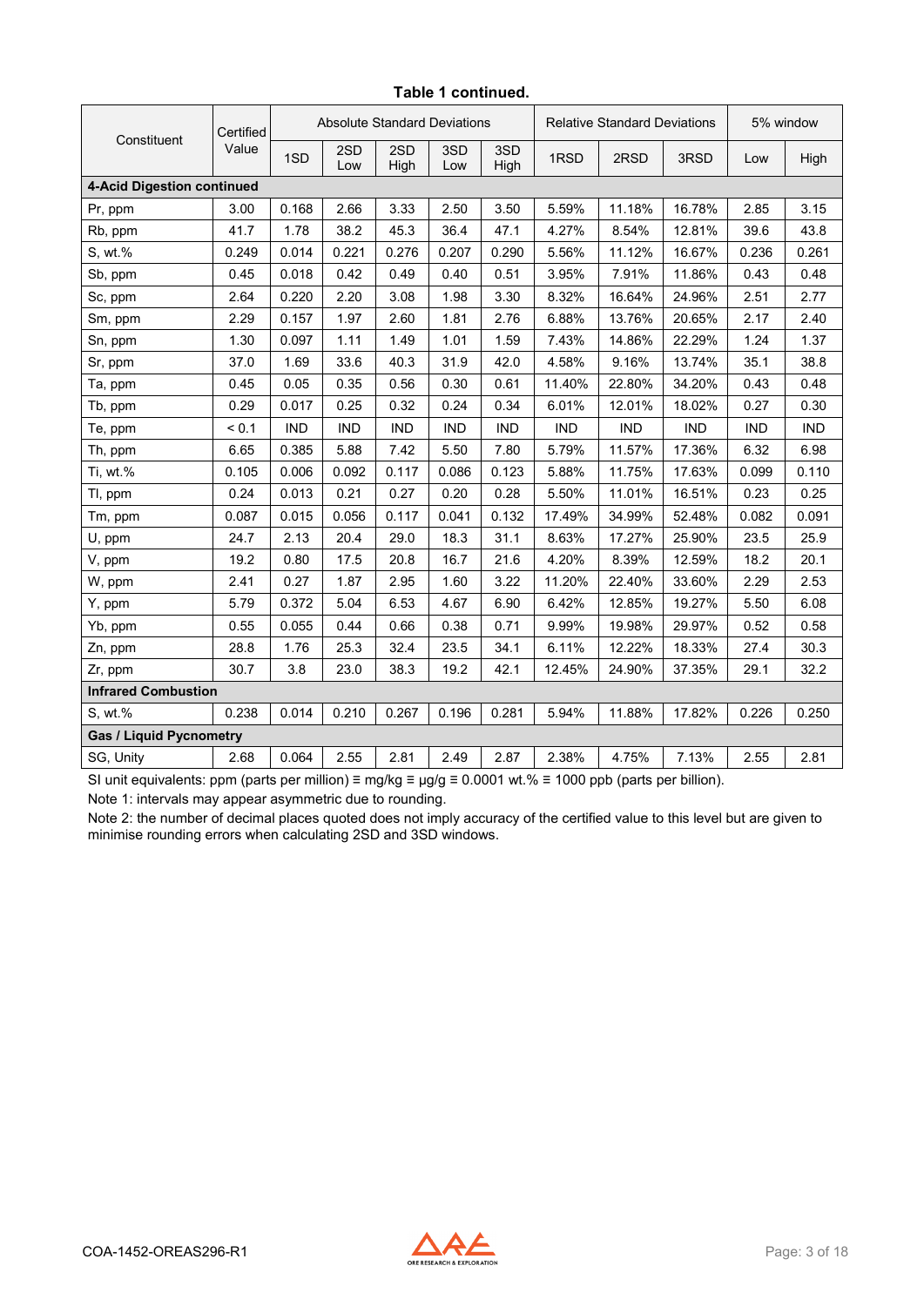**Table 1 continued.**

| Constituent | Certified Value | Absolute Standard Deviations | | | | | Relative Standard Deviations | | | 5% window | |
|---|---|---|---|---|---|---|---|---|---|---|---|
| | | 1SD | 2SD Low | 2SD High | 3SD Low | 3SD High | 1RSD | 2RSD | 3RSD | Low | High |
| **4-Acid Digestion continued** | | | | | | | | | | | |
| Pr, ppm | 3.00 | 0.168 | 2.66 | 3.33 | 2.50 | 3.50 | 5.59% | 11.18% | 16.78% | 2.85 | 3.15 |
| Rb, ppm | 41.7 | 1.78 | 38.2 | 45.3 | 36.4 | 47.1 | 4.27% | 8.54% | 12.81% | 39.6 | 43.8 |
| S, wt.% | 0.249 | 0.014 | 0.221 | 0.276 | 0.207 | 0.290 | 5.56% | 11.12% | 16.67% | 0.236 | 0.261 |
| Sb, ppm | 0.45 | 0.018 | 0.42 | 0.49 | 0.40 | 0.51 | 3.95% | 7.91% | 11.86% | 0.43 | 0.48 |
| Sc, ppm | 2.64 | 0.220 | 2.20 | 3.08 | 1.98 | 3.30 | 8.32% | 16.64% | 24.96% | 2.51 | 2.77 |
| Sm, ppm | 2.29 | 0.157 | 1.97 | 2.60 | 1.81 | 2.76 | 6.88% | 13.76% | 20.65% | 2.17 | 2.40 |
| Sn, ppm | 1.30 | 0.097 | 1.11 | 1.49 | 1.01 | 1.59 | 7.43% | 14.86% | 22.29% | 1.24 | 1.37 |
| Sr, ppm | 37.0 | 1.69 | 33.6 | 40.3 | 31.9 | 42.0 | 4.58% | 9.16% | 13.74% | 35.1 | 38.8 |
| Ta, ppm | 0.45 | 0.05 | 0.35 | 0.56 | 0.30 | 0.61 | 11.40% | 22.80% | 34.20% | 0.43 | 0.48 |
| Tb, ppm | 0.29 | 0.017 | 0.25 | 0.32 | 0.24 | 0.34 | 6.01% | 12.01% | 18.02% | 0.27 | 0.30 |
| Te, ppm | < 0.1 | IND | IND | IND | IND | IND | IND | IND | IND | IND | IND |
| Th, ppm | 6.65 | 0.385 | 5.88 | 7.42 | 5.50 | 7.80 | 5.79% | 11.57% | 17.36% | 6.32 | 6.98 |
| Ti, wt.% | 0.105 | 0.006 | 0.092 | 0.117 | 0.086 | 0.123 | 5.88% | 11.75% | 17.63% | 0.099 | 0.110 |
| Tl, ppm | 0.24 | 0.013 | 0.21 | 0.27 | 0.20 | 0.28 | 5.50% | 11.01% | 16.51% | 0.23 | 0.25 |
| Tm, ppm | 0.087 | 0.015 | 0.056 | 0.117 | 0.041 | 0.132 | 17.49% | 34.99% | 52.48% | 0.082 | 0.091 |
| U, ppm | 24.7 | 2.13 | 20.4 | 29.0 | 18.3 | 31.1 | 8.63% | 17.27% | 25.90% | 23.5 | 25.9 |
| V, ppm | 19.2 | 0.80 | 17.5 | 20.8 | 16.7 | 21.6 | 4.20% | 8.39% | 12.59% | 18.2 | 20.1 |
| W, ppm | 2.41 | 0.27 | 1.87 | 2.95 | 1.60 | 3.22 | 11.20% | 22.40% | 33.60% | 2.29 | 2.53 |
| Y, ppm | 5.79 | 0.372 | 5.04 | 6.53 | 4.67 | 6.90 | 6.42% | 12.85% | 19.27% | 5.50 | 6.08 |
| Yb, ppm | 0.55 | 0.055 | 0.44 | 0.66 | 0.38 | 0.71 | 9.99% | 19.98% | 29.97% | 0.52 | 0.58 |
| Zn, ppm | 28.8 | 1.76 | 25.3 | 32.4 | 23.5 | 34.1 | 6.11% | 12.22% | 18.33% | 27.4 | 30.3 |
| Zr, ppm | 30.7 | 3.8 | 23.0 | 38.3 | 19.2 | 42.1 | 12.45% | 24.90% | 37.35% | 29.1 | 32.2 |
| **Infrared Combustion** | | | | | | | | | | | |
| S, wt.% | 0.238 | 0.014 | 0.210 | 0.267 | 0.196 | 0.281 | 5.94% | 11.88% | 17.82% | 0.226 | 0.250 |
| **Gas / Liquid Pycnometry** | | | | | | | | | | | |
| SG, Unity | 2.68 | 0.064 | 2.55 | 2.81 | 2.49 | 2.87 | 2.38% | 4.75% | 7.13% | 2.55 | 2.81 |

SI unit equivalents: ppm (parts per million) ≡ mg/kg ≡ µg/g ≡ 0.0001 wt.% ≡ 1000 ppb (parts per billion).

Note 1: intervals may appear asymmetric due to rounding.

Note 2: the number of decimal places quoted does not imply accuracy of the certified value to this level but are given to minimise rounding errors when calculating 2SD and 3SD windows.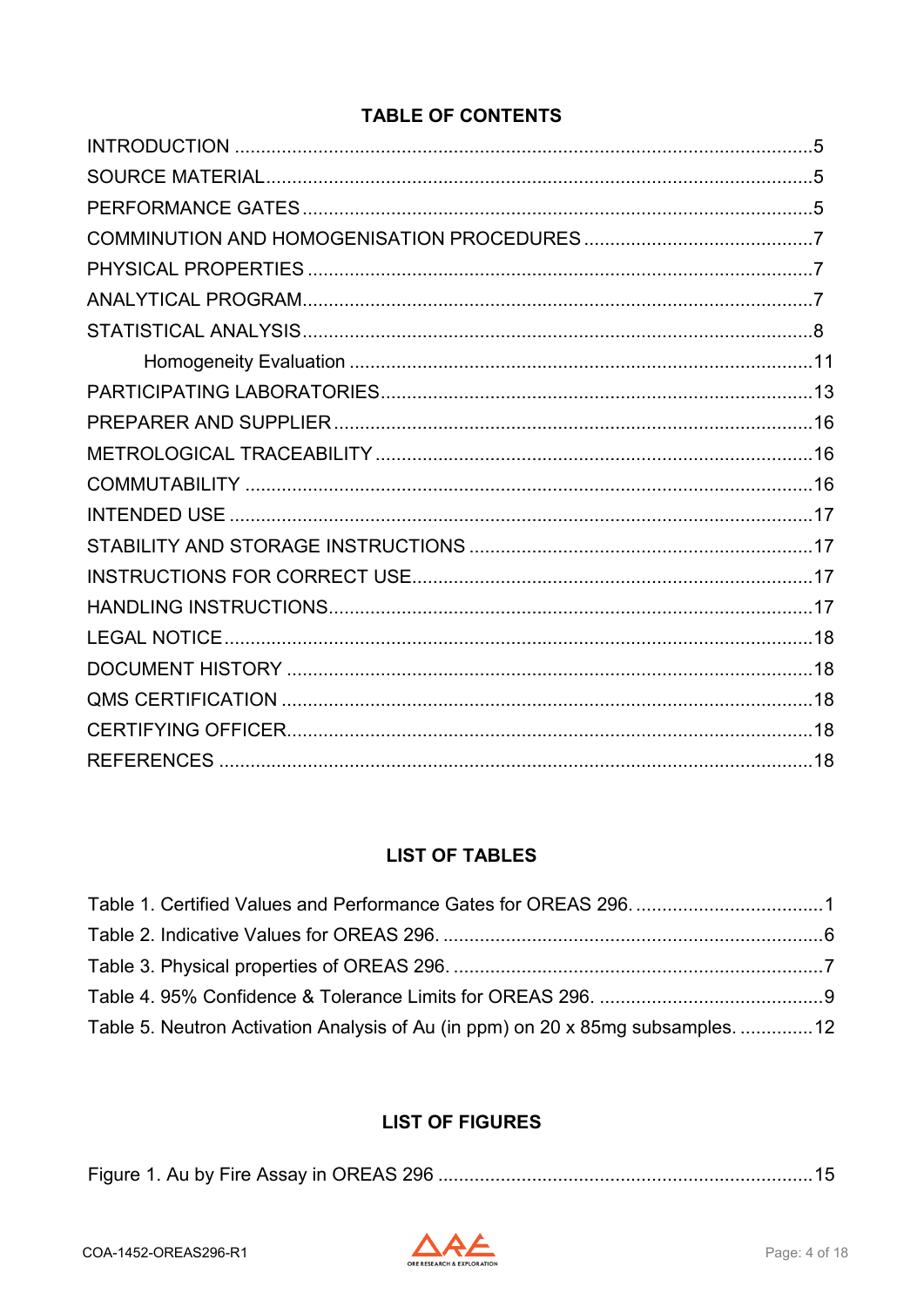## TABLE OF CONTENTS

INTRODUCTION ..... 5
SOURCE MATERIAL ..... 5
PERFORMANCE GATES ..... 5
COMMINUTION AND HOMOGENISATION PROCEDURES ..... 7
PHYSICAL PROPERTIES ..... 7
ANALYTICAL PROGRAM ..... 7
STATISTICAL ANALYSIS ..... 8
    Homogeneity Evaluation ..... 11
PARTICIPATING LABORATORIES ..... 13
PREPARER AND SUPPLIER ..... 16
METROLOGICAL TRACEABILITY ..... 16
COMMUTABILITY ..... 16
INTENDED USE ..... 17
STABILITY AND STORAGE INSTRUCTIONS ..... 17
INSTRUCTIONS FOR CORRECT USE ..... 17
HANDLING INSTRUCTIONS ..... 17
LEGAL NOTICE ..... 18
DOCUMENT HISTORY ..... 18
QMS CERTIFICATION ..... 18
CERTIFYING OFFICER ..... 18
REFERENCES ..... 18

## LIST OF TABLES

Table 1. Certified Values and Performance Gates for OREAS 296. ..... 1
Table 2. Indicative Values for OREAS 296. ..... 6
Table 3. Physical properties of OREAS 296. ..... 7
Table 4. 95% Confidence & Tolerance Limits for OREAS 296. ..... 9
Table 5. Neutron Activation Analysis of Au (in ppm) on 20 x 85mg subsamples. ..... 12

## LIST OF FIGURES

Figure 1. Au by Fire Assay in OREAS 296 ..... 15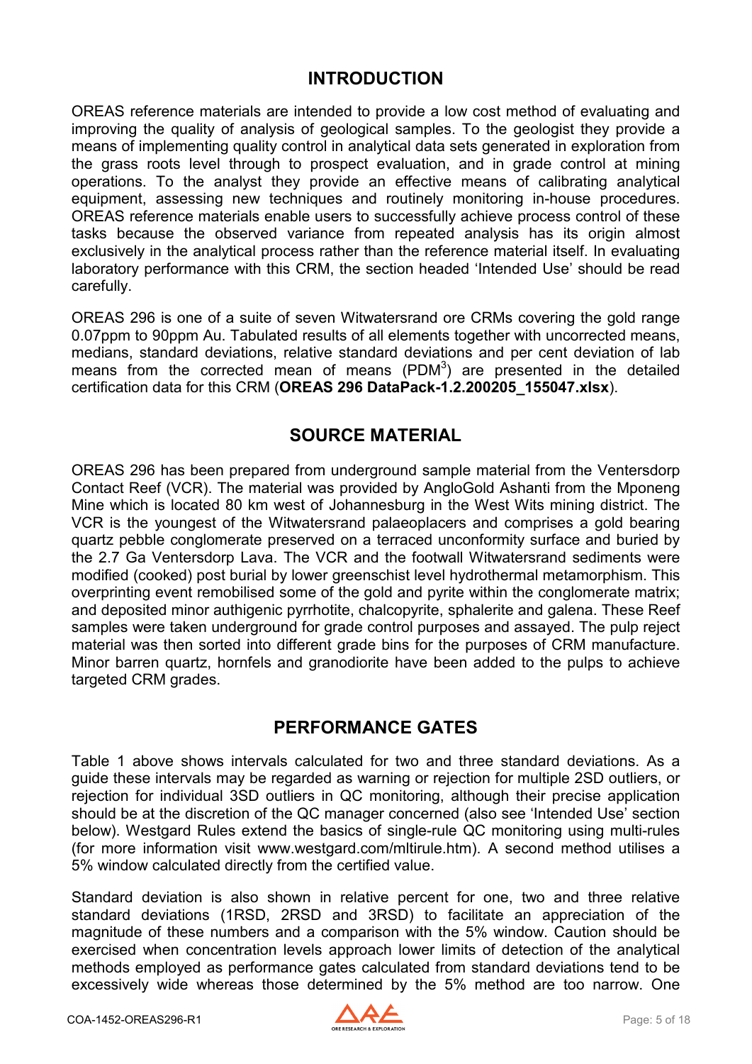## INTRODUCTION

OREAS reference materials are intended to provide a low cost method of evaluating and improving the quality of analysis of geological samples. To the geologist they provide a means of implementing quality control in analytical data sets generated in exploration from the grass roots level through to prospect evaluation, and in grade control at mining operations. To the analyst they provide an effective means of calibrating analytical equipment, assessing new techniques and routinely monitoring in-house procedures. OREAS reference materials enable users to successfully achieve process control of these tasks because the observed variance from repeated analysis has its origin almost exclusively in the analytical process rather than the reference material itself. In evaluating laboratory performance with this CRM, the section headed 'Intended Use' should be read carefully.

OREAS 296 is one of a suite of seven Witwatersrand ore CRMs covering the gold range 0.07ppm to 90ppm Au. Tabulated results of all elements together with uncorrected means, medians, standard deviations, relative standard deviations and per cent deviation of lab means from the corrected mean of means ($PDM^3$) are presented in the detailed certification data for this CRM (**OREAS 296 DataPack-1.2.200205_155047.xlsx**).

## SOURCE MATERIAL

OREAS 296 has been prepared from underground sample material from the Ventersdorp Contact Reef (VCR). The material was provided by AngloGold Ashanti from the Mponeng Mine which is located 80 km west of Johannesburg in the West Wits mining district. The VCR is the youngest of the Witwatersrand palaeoplacers and comprises a gold bearing quartz pebble conglomerate preserved on a terraced unconformity surface and buried by the 2.7 Ga Ventersdorp Lava. The VCR and the footwall Witwatersrand sediments were modified (cooked) post burial by lower greenschist level hydrothermal metamorphism. This overprinting event remobilised some of the gold and pyrite within the conglomerate matrix; and deposited minor authigenic pyrrhotite, chalcopyrite, sphalerite and galena. These Reef samples were taken underground for grade control purposes and assayed. The pulp reject material was then sorted into different grade bins for the purposes of CRM manufacture. Minor barren quartz, hornfels and granodiorite have been added to the pulps to achieve targeted CRM grades.

## PERFORMANCE GATES

Table 1 above shows intervals calculated for two and three standard deviations. As a guide these intervals may be regarded as warning or rejection for multiple 2SD outliers, or rejection for individual 3SD outliers in QC monitoring, although their precise application should be at the discretion of the QC manager concerned (also see 'Intended Use' section below). Westgard Rules extend the basics of single-rule QC monitoring using multi-rules (for more information visit www.westgard.com/mltirule.htm). A second method utilises a 5% window calculated directly from the certified value.

Standard deviation is also shown in relative percent for one, two and three relative standard deviations (1RSD, 2RSD and 3RSD) to facilitate an appreciation of the magnitude of these numbers and a comparison with the 5% window. Caution should be exercised when concentration levels approach lower limits of detection of the analytical methods employed as performance gates calculated from standard deviations tend to be excessively wide whereas those determined by the 5% method are too narrow. One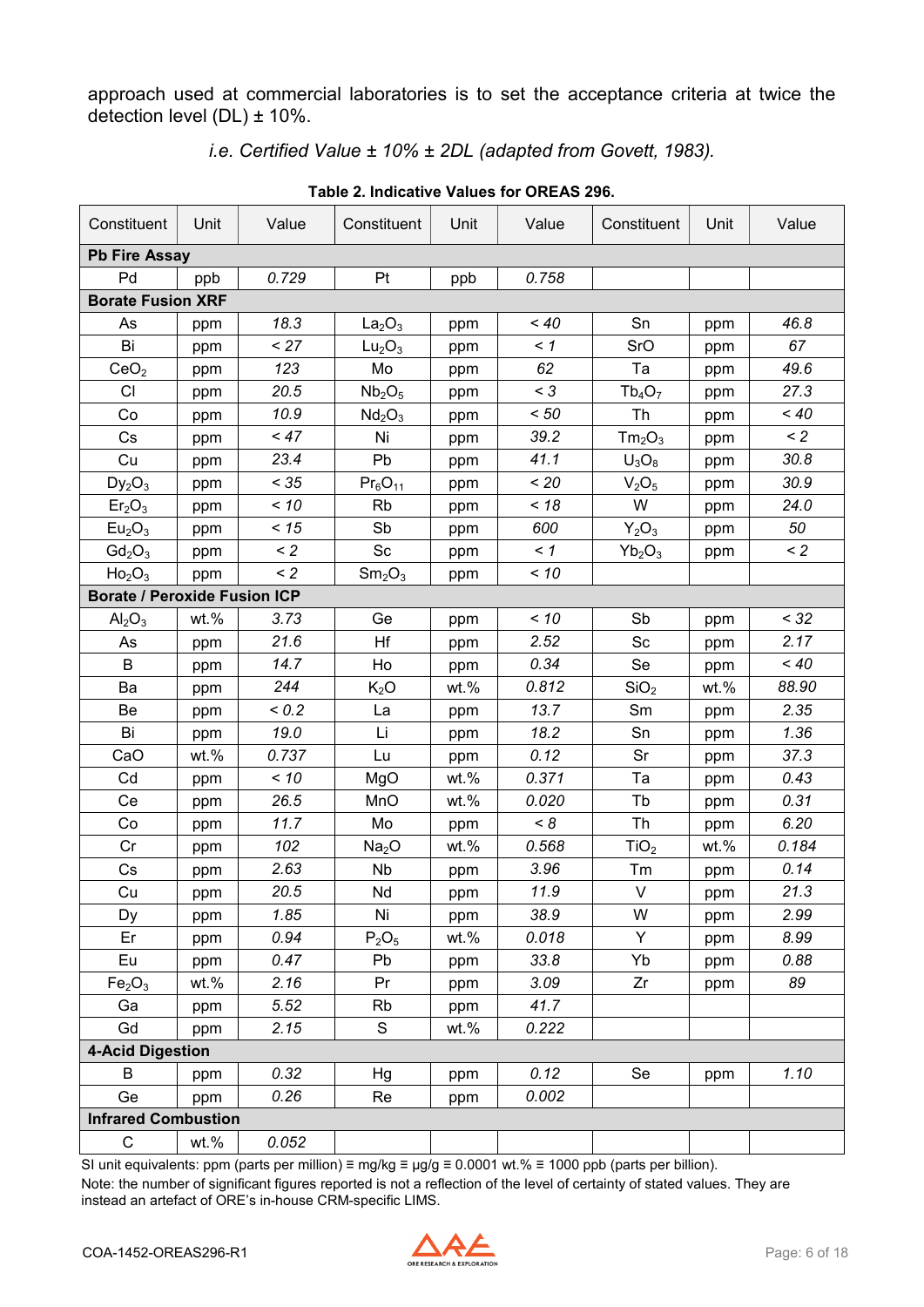approach used at commercial laboratories is to set the acceptance criteria at twice the detection level (DL) ± 10%.

*i.e. Certified Value ± 10% ± 2DL (adapted from Govett, 1983).*

**Table 2. Indicative Values for OREAS 296.**

| Constituent | Unit | Value | Constituent | Unit | Value | Constituent | Unit | Value |
|---|---|---|---|---|---|---|---|---|
| **Pb Fire Assay** | | | | | | | | |
| Pd | ppb | *0.729* | Pt | ppb | *0.758* | | | |
| **Borate Fusion XRF** | | | | | | | | |
| As | ppm | *18.3* | $La_2O_3$ | ppm | *< 40* | Sn | ppm | *46.8* |
| Bi | ppm | *< 27* | $Lu_2O_3$ | ppm | *< 1* | SrO | ppm | *67* |
| $CeO_2$ | ppm | *123* | Mo | ppm | *62* | Ta | ppm | *49.6* |
| Cl | ppm | *20.5* | $Nb_2O_5$ | ppm | *< 3* | $Tb_4O_7$ | ppm | *27.3* |
| Co | ppm | *10.9* | $Nd_2O_3$ | ppm | *< 50* | Th | ppm | *< 40* |
| Cs | ppm | *< 47* | Ni | ppm | *39.2* | $Tm_2O_3$ | ppm | *< 2* |
| Cu | ppm | *23.4* | Pb | ppm | *41.1* | $U_3O_8$ | ppm | *30.8* |
| $Dy_2O_3$ | ppm | *< 35* | $Pr_6O_{11}$ | ppm | *< 20* | $V_2O_5$ | ppm | *30.9* |
| $Er_2O_3$ | ppm | *< 10* | Rb | ppm | *< 18* | W | ppm | *24.0* |
| $Eu_2O_3$ | ppm | *< 15* | Sb | ppm | *600* | $Y_2O_3$ | ppm | *50* |
| $Gd_2O_3$ | ppm | *< 2* | Sc | ppm | *< 1* | $Yb_2O_3$ | ppm | *< 2* |
| $Ho_2O_3$ | ppm | *< 2* | $Sm_2O_3$ | ppm | *< 10* | | | |
| **Borate / Peroxide Fusion ICP** | | | | | | | | |
| $Al_2O_3$ | wt.% | *3.73* | Ge | ppm | *< 10* | Sb | ppm | *< 32* |
| As | ppm | *21.6* | Hf | ppm | *2.52* | Sc | ppm | *2.17* |
| B | ppm | *14.7* | Ho | ppm | *0.34* | Se | ppm | *< 40* |
| Ba | ppm | *244* | $K_2O$ | wt.% | *0.812* | $SiO_2$ | wt.% | *88.90* |
| Be | ppm | *< 0.2* | La | ppm | *13.7* | Sm | ppm | *2.35* |
| Bi | ppm | *19.0* | Li | ppm | *18.2* | Sn | ppm | *1.36* |
| CaO | wt.% | *0.737* | Lu | ppm | *0.12* | Sr | ppm | *37.3* |
| Cd | ppm | *< 10* | MgO | wt.% | *0.371* | Ta | ppm | *0.43* |
| Ce | ppm | *26.5* | MnO | wt.% | *0.020* | Tb | ppm | *0.31* |
| Co | ppm | *11.7* | Mo | ppm | *< 8* | Th | ppm | *6.20* |
| Cr | ppm | *102* | $Na_2O$ | wt.% | *0.568* | $TiO_2$ | wt.% | *0.184* |
| Cs | ppm | *2.63* | Nb | ppm | *3.96* | Tm | ppm | *0.14* |
| Cu | ppm | *20.5* | Nd | ppm | *11.9* | V | ppm | *21.3* |
| Dy | ppm | *1.85* | Ni | ppm | *38.9* | W | ppm | *2.99* |
| Er | ppm | *0.94* | $P_2O_5$ | wt.% | *0.018* | Y | ppm | *8.99* |
| Eu | ppm | *0.47* | Pb | ppm | *33.8* | Yb | ppm | *0.88* |
| $Fe_2O_3$ | wt.% | *2.16* | Pr | ppm | *3.09* | Zr | ppm | *89* |
| Ga | ppm | *5.52* | Rb | ppm | *41.7* | | | |
| Gd | ppm | *2.15* | S | wt.% | *0.222* | | | |
| **4-Acid Digestion** | | | | | | | | |
| B | ppm | *0.32* | Hg | ppm | *0.12* | Se | ppm | *1.10* |
| Ge | ppm | *0.26* | Re | ppm | *0.002* | | | |
| **Infrared Combustion** | | | | | | | | |
| C | wt.% | *0.052* | | | | | | |

SI unit equivalents: ppm (parts per million) ≡ mg/kg ≡ µg/g ≡ 0.0001 wt.% ≡ 1000 ppb (parts per billion).

Note: the number of significant figures reported is not a reflection of the level of certainty of stated values. They are instead an artefact of ORE's in-house CRM-specific LIMS.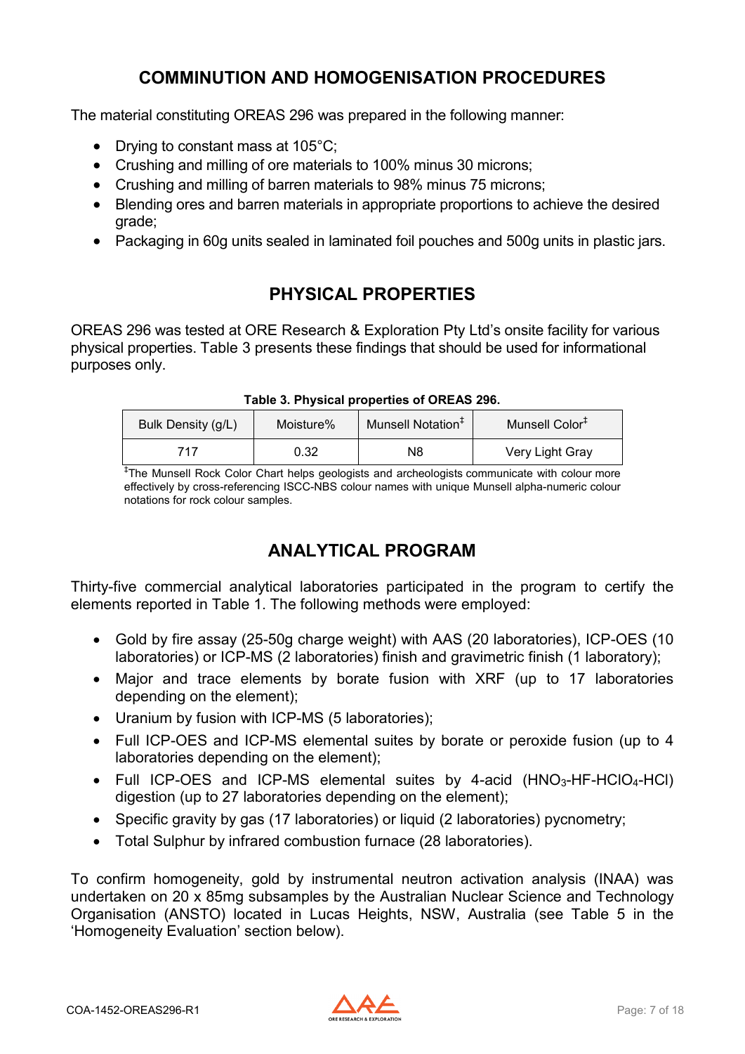## COMMINUTION AND HOMOGENISATION PROCEDURES

The material constituting OREAS 296 was prepared in the following manner:

- Drying to constant mass at 105°C;
- Crushing and milling of ore materials to 100% minus 30 microns;
- Crushing and milling of barren materials to 98% minus 75 microns;
- Blending ores and barren materials in appropriate proportions to achieve the desired grade;
- Packaging in 60g units sealed in laminated foil pouches and 500g units in plastic jars.

## PHYSICAL PROPERTIES

OREAS 296 was tested at ORE Research & Exploration Pty Ltd's onsite facility for various physical properties. Table 3 presents these findings that should be used for informational purposes only.

**Table 3. Physical properties of OREAS 296.**

| Bulk Density (g/L) | Moisture% | Munsell Notation‡ | Munsell Color‡ |
|---|---|---|---|
| 717 | 0.32 | N8 | Very Light Gray |

‡The Munsell Rock Color Chart helps geologists and archeologists communicate with colour more effectively by cross-referencing ISCC-NBS colour names with unique Munsell alpha-numeric colour notations for rock colour samples.

## ANALYTICAL PROGRAM

Thirty-five commercial analytical laboratories participated in the program to certify the elements reported in Table 1. The following methods were employed:

- Gold by fire assay (25-50g charge weight) with AAS (20 laboratories), ICP-OES (10 laboratories) or ICP-MS (2 laboratories) finish and gravimetric finish (1 laboratory);
- Major and trace elements by borate fusion with XRF (up to 17 laboratories depending on the element);
- Uranium by fusion with ICP-MS (5 laboratories);
- Full ICP-OES and ICP-MS elemental suites by borate or peroxide fusion (up to 4 laboratories depending on the element);
- Full ICP-OES and ICP-MS elemental suites by 4-acid ($HNO_3$-HF-$HClO_4$-HCl) digestion (up to 27 laboratories depending on the element);
- Specific gravity by gas (17 laboratories) or liquid (2 laboratories) pycnometry;
- Total Sulphur by infrared combustion furnace (28 laboratories).

To confirm homogeneity, gold by instrumental neutron activation analysis (INAA) was undertaken on 20 x 85mg subsamples by the Australian Nuclear Science and Technology Organisation (ANSTO) located in Lucas Heights, NSW, Australia (see Table 5 in the 'Homogeneity Evaluation' section below).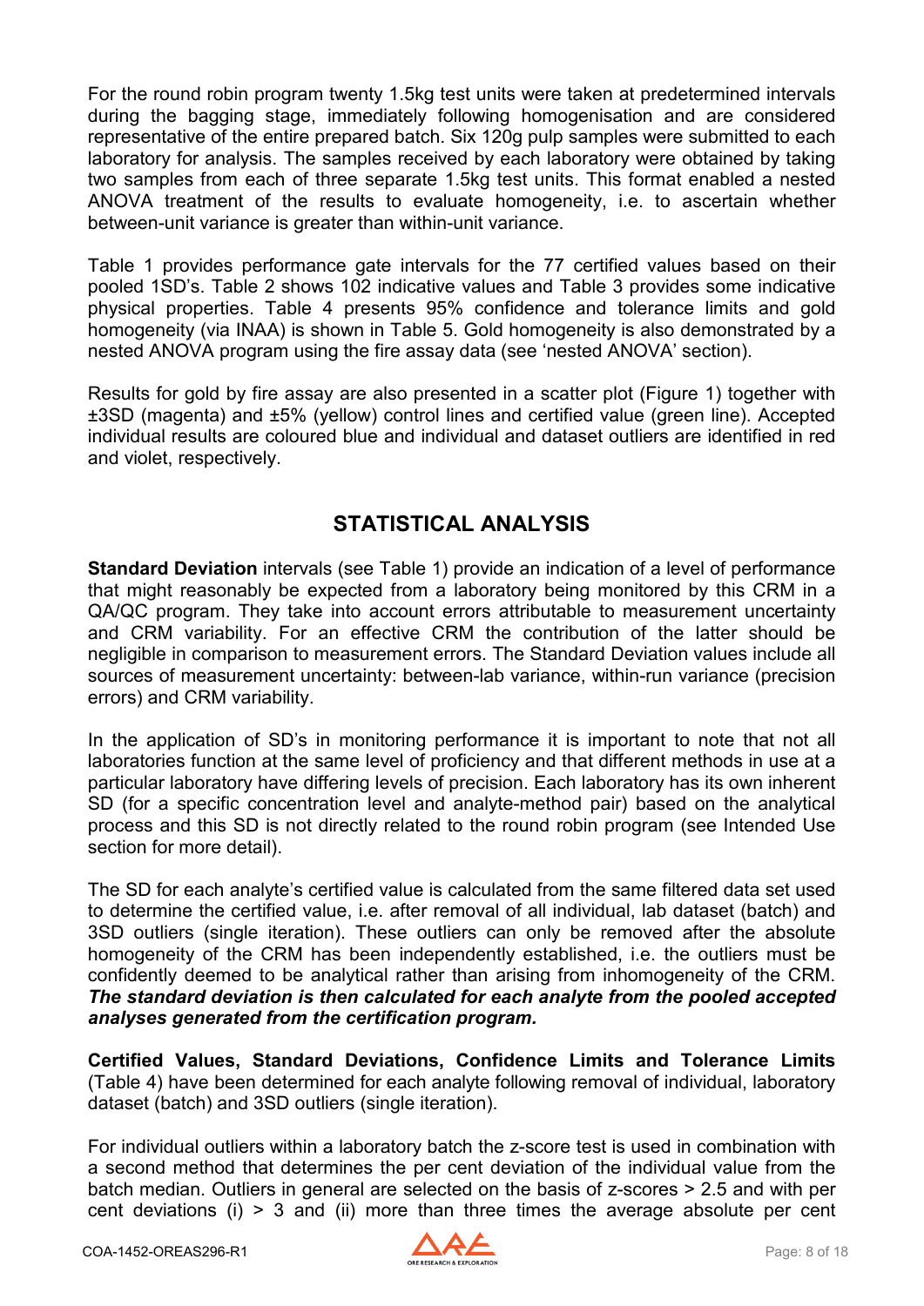For the round robin program twenty 1.5kg test units were taken at predetermined intervals during the bagging stage, immediately following homogenisation and are considered representative of the entire prepared batch. Six 120g pulp samples were submitted to each laboratory for analysis. The samples received by each laboratory were obtained by taking two samples from each of three separate 1.5kg test units. This format enabled a nested ANOVA treatment of the results to evaluate homogeneity, i.e. to ascertain whether between-unit variance is greater than within-unit variance.

Table 1 provides performance gate intervals for the 77 certified values based on their pooled 1SD's. Table 2 shows 102 indicative values and Table 3 provides some indicative physical properties. Table 4 presents 95% confidence and tolerance limits and gold homogeneity (via INAA) is shown in Table 5. Gold homogeneity is also demonstrated by a nested ANOVA program using the fire assay data (see 'nested ANOVA' section).

Results for gold by fire assay are also presented in a scatter plot (Figure 1) together with ±3SD (magenta) and ±5% (yellow) control lines and certified value (green line). Accepted individual results are coloured blue and individual and dataset outliers are identified in red and violet, respectively.

## STATISTICAL ANALYSIS

**Standard Deviation** intervals (see Table 1) provide an indication of a level of performance that might reasonably be expected from a laboratory being monitored by this CRM in a QA/QC program. They take into account errors attributable to measurement uncertainty and CRM variability. For an effective CRM the contribution of the latter should be negligible in comparison to measurement errors. The Standard Deviation values include all sources of measurement uncertainty: between-lab variance, within-run variance (precision errors) and CRM variability.

In the application of SD's in monitoring performance it is important to note that not all laboratories function at the same level of proficiency and that different methods in use at a particular laboratory have differing levels of precision. Each laboratory has its own inherent SD (for a specific concentration level and analyte-method pair) based on the analytical process and this SD is not directly related to the round robin program (see Intended Use section for more detail).

The SD for each analyte's certified value is calculated from the same filtered data set used to determine the certified value, i.e. after removal of all individual, lab dataset (batch) and 3SD outliers (single iteration). These outliers can only be removed after the absolute homogeneity of the CRM has been independently established, i.e. the outliers must be confidently deemed to be analytical rather than arising from inhomogeneity of the CRM. ***The standard deviation is then calculated for each analyte from the pooled accepted analyses generated from the certification program.***

**Certified Values, Standard Deviations, Confidence Limits and Tolerance Limits** (Table 4) have been determined for each analyte following removal of individual, laboratory dataset (batch) and 3SD outliers (single iteration).

For individual outliers within a laboratory batch the z-score test is used in combination with a second method that determines the per cent deviation of the individual value from the batch median. Outliers in general are selected on the basis of z-scores > 2.5 and with per cent deviations (i) > 3 and (ii) more than three times the average absolute per cent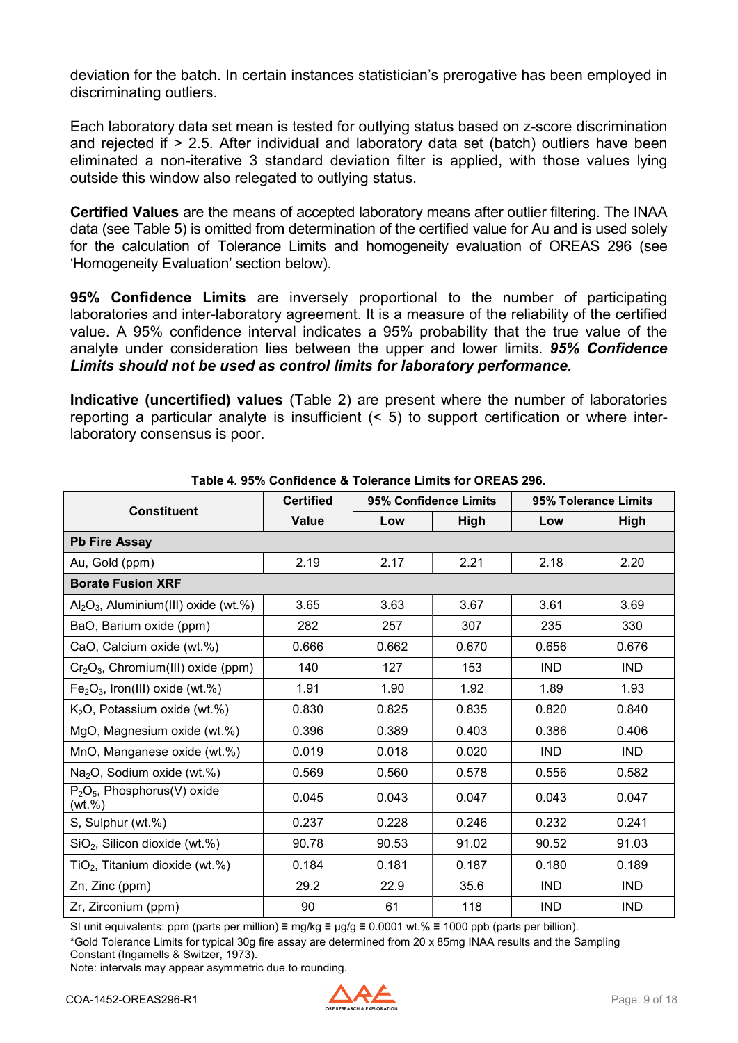deviation for the batch. In certain instances statistician's prerogative has been employed in discriminating outliers.

Each laboratory data set mean is tested for outlying status based on z-score discrimination and rejected if > 2.5. After individual and laboratory data set (batch) outliers have been eliminated a non-iterative 3 standard deviation filter is applied, with those values lying outside this window also relegated to outlying status.

**Certified Values** are the means of accepted laboratory means after outlier filtering. The INAA data (see Table 5) is omitted from determination of the certified value for Au and is used solely for the calculation of Tolerance Limits and homogeneity evaluation of OREAS 296 (see 'Homogeneity Evaluation' section below).

**95% Confidence Limits** are inversely proportional to the number of participating laboratories and inter-laboratory agreement. It is a measure of the reliability of the certified value. A 95% confidence interval indicates a 95% probability that the true value of the analyte under consideration lies between the upper and lower limits. ***95% Confidence Limits should not be used as control limits for laboratory performance.***

**Indicative (uncertified) values** (Table 2) are present where the number of laboratories reporting a particular analyte is insufficient (< 5) to support certification or where inter-laboratory consensus is poor.

**Table 4. 95% Confidence & Tolerance Limits for OREAS 296.**

| Constituent | Certified | 95% Confidence Limits | | 95% Tolerance Limits | |
|---|---|---|---|---|---|
| | Value | Low | High | Low | High |
| **Pb Fire Assay** | | | | | |
| Au, Gold (ppm) | 2.19 | 2.17 | 2.21 | 2.18 | 2.20 |
| **Borate Fusion XRF** | | | | | |
| $Al_2O_3$, Aluminium(III) oxide (wt.%) | 3.65 | 3.63 | 3.67 | 3.61 | 3.69 |
| BaO, Barium oxide (ppm) | 282 | 257 | 307 | 235 | 330 |
| CaO, Calcium oxide (wt.%) | 0.666 | 0.662 | 0.670 | 0.656 | 0.676 |
| $Cr_2O_3$, Chromium(III) oxide (ppm) | 140 | 127 | 153 | IND | IND |
| $Fe_2O_3$, Iron(III) oxide (wt.%) | 1.91 | 1.90 | 1.92 | 1.89 | 1.93 |
| $K_2O$, Potassium oxide (wt.%) | 0.830 | 0.825 | 0.835 | 0.820 | 0.840 |
| MgO, Magnesium oxide (wt.%) | 0.396 | 0.389 | 0.403 | 0.386 | 0.406 |
| MnO, Manganese oxide (wt.%) | 0.019 | 0.018 | 0.020 | IND | IND |
| $Na_2O$, Sodium oxide (wt.%) | 0.569 | 0.560 | 0.578 | 0.556 | 0.582 |
| $P_2O_5$, Phosphorus(V) oxide (wt.%) | 0.045 | 0.043 | 0.047 | 0.043 | 0.047 |
| S, Sulphur (wt.%) | 0.237 | 0.228 | 0.246 | 0.232 | 0.241 |
| $SiO_2$, Silicon dioxide (wt.%) | 90.78 | 90.53 | 91.02 | 90.52 | 91.03 |
| $TiO_2$, Titanium dioxide (wt.%) | 0.184 | 0.181 | 0.187 | 0.180 | 0.189 |
| Zn, Zinc (ppm) | 29.2 | 22.9 | 35.6 | IND | IND |
| Zr, Zirconium (ppm) | 90 | 61 | 118 | IND | IND |

SI unit equivalents: ppm (parts per million) ≡ mg/kg ≡ µg/g ≡ 0.0001 wt.% ≡ 1000 ppb (parts per billion).

*Gold Tolerance Limits for typical 30g fire assay are determined from 20 x 85mg INAA results and the Sampling Constant (Ingamells & Switzer, 1973).

Note: intervals may appear asymmetric due to rounding.

COA-1452-OREAS296-R1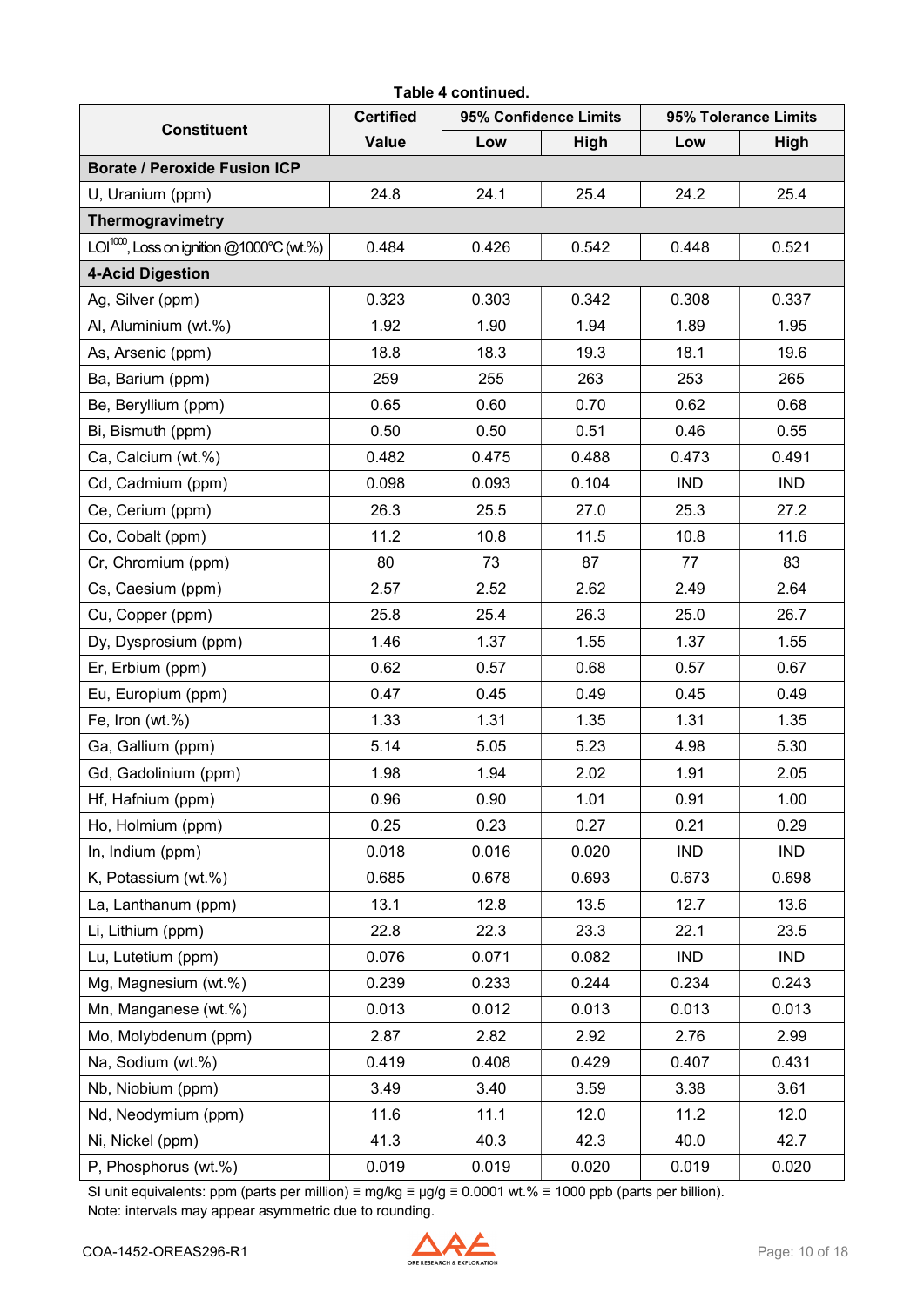**Table 4 continued.**

| Constituent | Certified Value | 95% Confidence Limits | | 95% Tolerance Limits | |
|---|---|---|---|---|---|
| | | Low | High | Low | High |
| **Borate / Peroxide Fusion ICP** | | | | | |
| U, Uranium (ppm) | 24.8 | 24.1 | 25.4 | 24.2 | 25.4 |
| **Thermogravimetry** | | | | | |
| $LOI^{1000}$, Loss on ignition @1000°C (wt.%) | 0.484 | 0.426 | 0.542 | 0.448 | 0.521 |
| **4-Acid Digestion** | | | | | |
| Ag, Silver (ppm) | 0.323 | 0.303 | 0.342 | 0.308 | 0.337 |
| Al, Aluminium (wt.%) | 1.92 | 1.90 | 1.94 | 1.89 | 1.95 |
| As, Arsenic (ppm) | 18.8 | 18.3 | 19.3 | 18.1 | 19.6 |
| Ba, Barium (ppm) | 259 | 255 | 263 | 253 | 265 |
| Be, Beryllium (ppm) | 0.65 | 0.60 | 0.70 | 0.62 | 0.68 |
| Bi, Bismuth (ppm) | 0.50 | 0.50 | 0.51 | 0.46 | 0.55 |
| Ca, Calcium (wt.%) | 0.482 | 0.475 | 0.488 | 0.473 | 0.491 |
| Cd, Cadmium (ppm) | 0.098 | 0.093 | 0.104 | IND | IND |
| Ce, Cerium (ppm) | 26.3 | 25.5 | 27.0 | 25.3 | 27.2 |
| Co, Cobalt (ppm) | 11.2 | 10.8 | 11.5 | 10.8 | 11.6 |
| Cr, Chromium (ppm) | 80 | 73 | 87 | 77 | 83 |
| Cs, Caesium (ppm) | 2.57 | 2.52 | 2.62 | 2.49 | 2.64 |
| Cu, Copper (ppm) | 25.8 | 25.4 | 26.3 | 25.0 | 26.7 |
| Dy, Dysprosium (ppm) | 1.46 | 1.37 | 1.55 | 1.37 | 1.55 |
| Er, Erbium (ppm) | 0.62 | 0.57 | 0.68 | 0.57 | 0.67 |
| Eu, Europium (ppm) | 0.47 | 0.45 | 0.49 | 0.45 | 0.49 |
| Fe, Iron (wt.%) | 1.33 | 1.31 | 1.35 | 1.31 | 1.35 |
| Ga, Gallium (ppm) | 5.14 | 5.05 | 5.23 | 4.98 | 5.30 |
| Gd, Gadolinium (ppm) | 1.98 | 1.94 | 2.02 | 1.91 | 2.05 |
| Hf, Hafnium (ppm) | 0.96 | 0.90 | 1.01 | 0.91 | 1.00 |
| Ho, Holmium (ppm) | 0.25 | 0.23 | 0.27 | 0.21 | 0.29 |
| In, Indium (ppm) | 0.018 | 0.016 | 0.020 | IND | IND |
| K, Potassium (wt.%) | 0.685 | 0.678 | 0.693 | 0.673 | 0.698 |
| La, Lanthanum (ppm) | 13.1 | 12.8 | 13.5 | 12.7 | 13.6 |
| Li, Lithium (ppm) | 22.8 | 22.3 | 23.3 | 22.1 | 23.5 |
| Lu, Lutetium (ppm) | 0.076 | 0.071 | 0.082 | IND | IND |
| Mg, Magnesium (wt.%) | 0.239 | 0.233 | 0.244 | 0.234 | 0.243 |
| Mn, Manganese (wt.%) | 0.013 | 0.012 | 0.013 | 0.013 | 0.013 |
| Mo, Molybdenum (ppm) | 2.87 | 2.82 | 2.92 | 2.76 | 2.99 |
| Na, Sodium (wt.%) | 0.419 | 0.408 | 0.429 | 0.407 | 0.431 |
| Nb, Niobium (ppm) | 3.49 | 3.40 | 3.59 | 3.38 | 3.61 |
| Nd, Neodymium (ppm) | 11.6 | 11.1 | 12.0 | 11.2 | 12.0 |
| Ni, Nickel (ppm) | 41.3 | 40.3 | 42.3 | 40.0 | 42.7 |
| P, Phosphorus (wt.%) | 0.019 | 0.019 | 0.020 | 0.019 | 0.020 |

SI unit equivalents: ppm (parts per million) ≡ mg/kg ≡ µg/g ≡ 0.0001 wt.% ≡ 1000 ppb (parts per billion).
Note: intervals may appear asymmetric due to rounding.

COA-1452-OREAS296-R1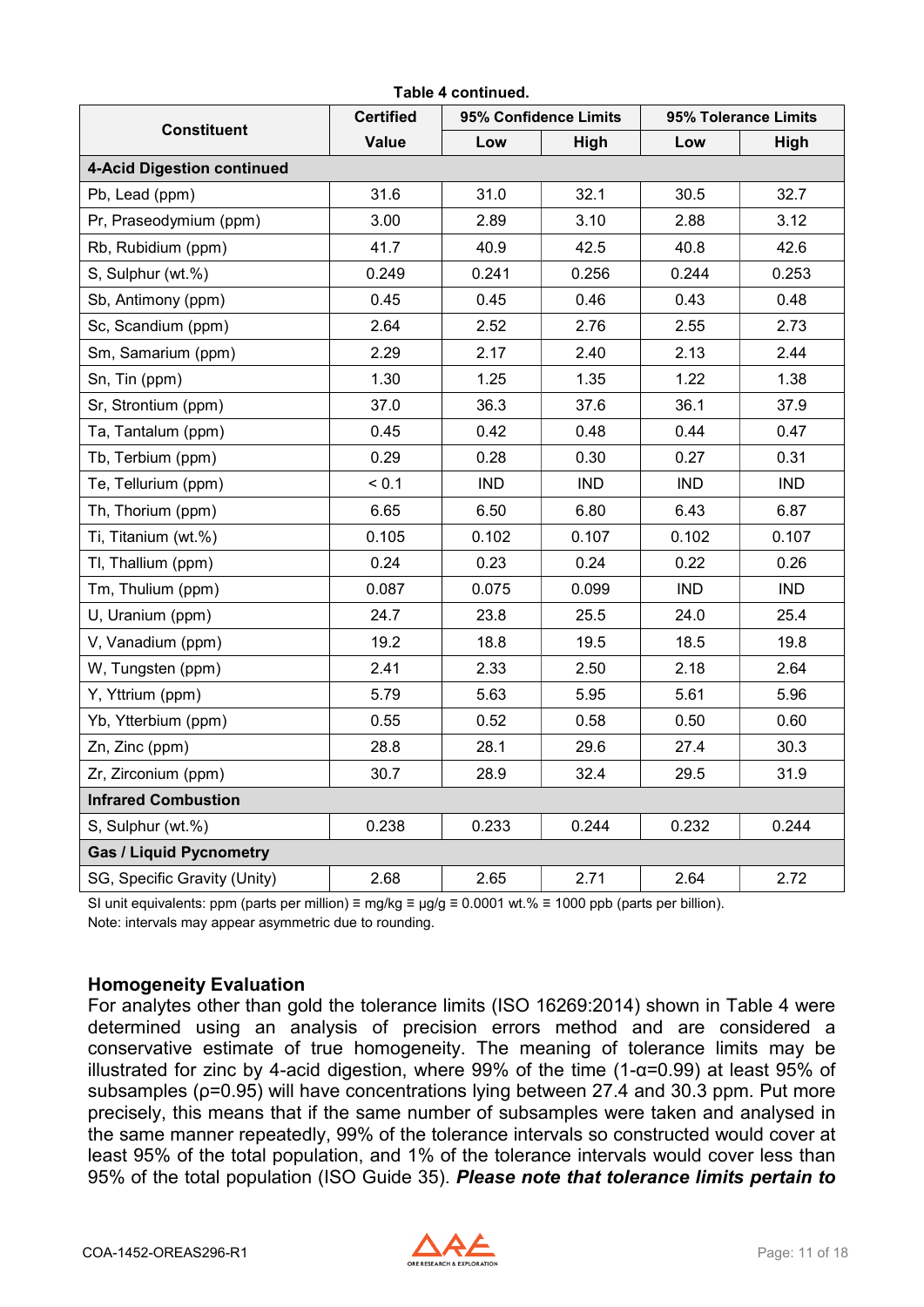**Table 4 continued.**

| Constituent | Certified Value | 95% Confidence Limits | | 95% Tolerance Limits | |
|---|---|---|---|---|---|
| | | Low | High | Low | High |
| **4-Acid Digestion continued** | | | | | |
| Pb, Lead (ppm) | 31.6 | 31.0 | 32.1 | 30.5 | 32.7 |
| Pr, Praseodymium (ppm) | 3.00 | 2.89 | 3.10 | 2.88 | 3.12 |
| Rb, Rubidium (ppm) | 41.7 | 40.9 | 42.5 | 40.8 | 42.6 |
| S, Sulphur (wt.%) | 0.249 | 0.241 | 0.256 | 0.244 | 0.253 |
| Sb, Antimony (ppm) | 0.45 | 0.45 | 0.46 | 0.43 | 0.48 |
| Sc, Scandium (ppm) | 2.64 | 2.52 | 2.76 | 2.55 | 2.73 |
| Sm, Samarium (ppm) | 2.29 | 2.17 | 2.40 | 2.13 | 2.44 |
| Sn, Tin (ppm) | 1.30 | 1.25 | 1.35 | 1.22 | 1.38 |
| Sr, Strontium (ppm) | 37.0 | 36.3 | 37.6 | 36.1 | 37.9 |
| Ta, Tantalum (ppm) | 0.45 | 0.42 | 0.48 | 0.44 | 0.47 |
| Tb, Terbium (ppm) | 0.29 | 0.28 | 0.30 | 0.27 | 0.31 |
| Te, Tellurium (ppm) | < 0.1 | IND | IND | IND | IND |
| Th, Thorium (ppm) | 6.65 | 6.50 | 6.80 | 6.43 | 6.87 |
| Ti, Titanium (wt.%) | 0.105 | 0.102 | 0.107 | 0.102 | 0.107 |
| Tl, Thallium (ppm) | 0.24 | 0.23 | 0.24 | 0.22 | 0.26 |
| Tm, Thulium (ppm) | 0.087 | 0.075 | 0.099 | IND | IND |
| U, Uranium (ppm) | 24.7 | 23.8 | 25.5 | 24.0 | 25.4 |
| V, Vanadium (ppm) | 19.2 | 18.8 | 19.5 | 18.5 | 19.8 |
| W, Tungsten (ppm) | 2.41 | 2.33 | 2.50 | 2.18 | 2.64 |
| Y, Yttrium (ppm) | 5.79 | 5.63 | 5.95 | 5.61 | 5.96 |
| Yb, Ytterbium (ppm) | 0.55 | 0.52 | 0.58 | 0.50 | 0.60 |
| Zn, Zinc (ppm) | 28.8 | 28.1 | 29.6 | 27.4 | 30.3 |
| Zr, Zirconium (ppm) | 30.7 | 28.9 | 32.4 | 29.5 | 31.9 |
| **Infrared Combustion** | | | | | |
| S, Sulphur (wt.%) | 0.238 | 0.233 | 0.244 | 0.232 | 0.244 |
| **Gas / Liquid Pycnometry** | | | | | |
| SG, Specific Gravity (Unity) | 2.68 | 2.65 | 2.71 | 2.64 | 2.72 |

SI unit equivalents: ppm (parts per million) ≡ mg/kg ≡ µg/g ≡ 0.0001 wt.% ≡ 1000 ppb (parts per billion).
Note: intervals may appear asymmetric due to rounding.

## Homogeneity Evaluation

For analytes other than gold the tolerance limits (ISO 16269:2014) shown in Table 4 were determined using an analysis of precision errors method and are considered a conservative estimate of true homogeneity. The meaning of tolerance limits may be illustrated for zinc by 4-acid digestion, where 99% of the time ($1-\alpha=0.99$) at least 95% of subsamples ($\rho=0.95$) will have concentrations lying between 27.4 and 30.3 ppm. Put more precisely, this means that if the same number of subsamples were taken and analysed in the same manner repeatedly, 99% of the tolerance intervals so constructed would cover at least 95% of the total population, and 1% of the tolerance intervals would cover less than 95% of the total population (ISO Guide 35). ***Please note that tolerance limits pertain to***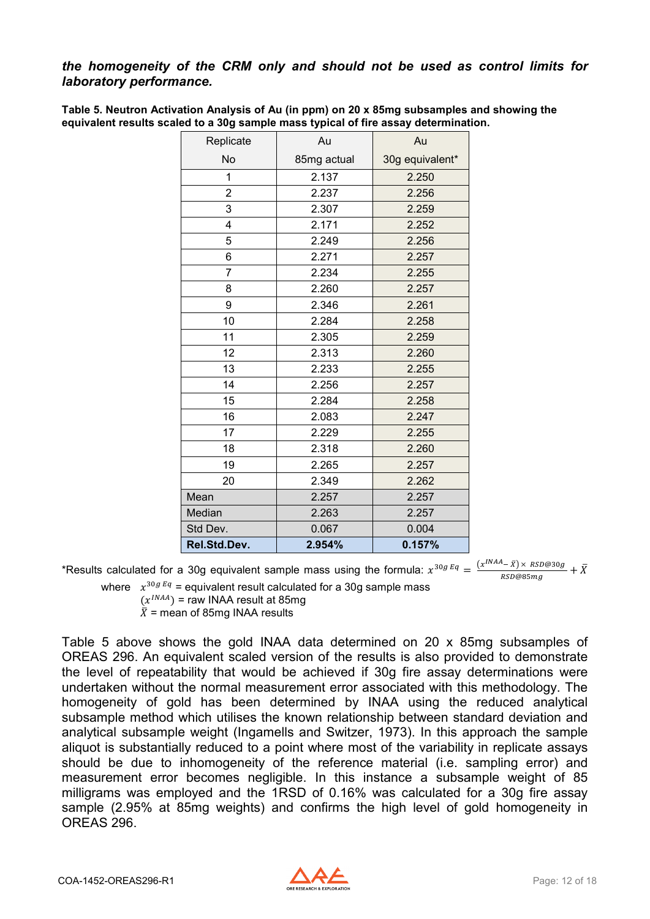***the homogeneity of the CRM only and should not be used as control limits for laboratory performance.***

**Table 5. Neutron Activation Analysis of Au (in ppm) on 20 x 85mg subsamples and showing the equivalent results scaled to a 30g sample mass typical of fire assay determination.**

| Replicate No | Au 85mg actual | Au 30g equivalent* |
|---|---|---|
| 1 | 2.137 | 2.250 |
| 2 | 2.237 | 2.256 |
| 3 | 2.307 | 2.259 |
| 4 | 2.171 | 2.252 |
| 5 | 2.249 | 2.256 |
| 6 | 2.271 | 2.257 |
| 7 | 2.234 | 2.255 |
| 8 | 2.260 | 2.257 |
| 9 | 2.346 | 2.261 |
| 10 | 2.284 | 2.258 |
| 11 | 2.305 | 2.259 |
| 12 | 2.313 | 2.260 |
| 13 | 2.233 | 2.255 |
| 14 | 2.256 | 2.257 |
| 15 | 2.284 | 2.258 |
| 16 | 2.083 | 2.247 |
| 17 | 2.229 | 2.255 |
| 18 | 2.318 | 2.260 |
| 19 | 2.265 | 2.257 |
| 20 | 2.349 | 2.262 |
| Mean | 2.257 | 2.257 |
| Median | 2.263 | 2.257 |
| Std Dev. | 0.067 | 0.004 |
| **Rel.Std.Dev.** | **2.954%** | **0.157%** |

*Results calculated for a 30g equivalent sample mass using the formula: $x^{30g\,Eq} = \frac{(x^{INAA} - \bar{X}) \times RSD@30g}{RSD@85mg} + \bar{X}$

where $x^{30g\,Eq}$ = equivalent result calculated for a 30g sample mass
$(x^{INAA})$ = raw INAA result at 85mg
$\bar{X}$ = mean of 85mg INAA results

Table 5 above shows the gold INAA data determined on 20 x 85mg subsamples of OREAS 296. An equivalent scaled version of the results is also provided to demonstrate the level of repeatability that would be achieved if 30g fire assay determinations were undertaken without the normal measurement error associated with this methodology. The homogeneity of gold has been determined by INAA using the reduced analytical subsample method which utilises the known relationship between standard deviation and analytical subsample weight (Ingamells and Switzer, 1973). In this approach the sample aliquot is substantially reduced to a point where most of the variability in replicate assays should be due to inhomogeneity of the reference material (i.e. sampling error) and measurement error becomes negligible. In this instance a subsample weight of 85 milligrams was employed and the 1RSD of 0.16% was calculated for a 30g fire assay sample (2.95% at 85mg weights) and confirms the high level of gold homogeneity in OREAS 296.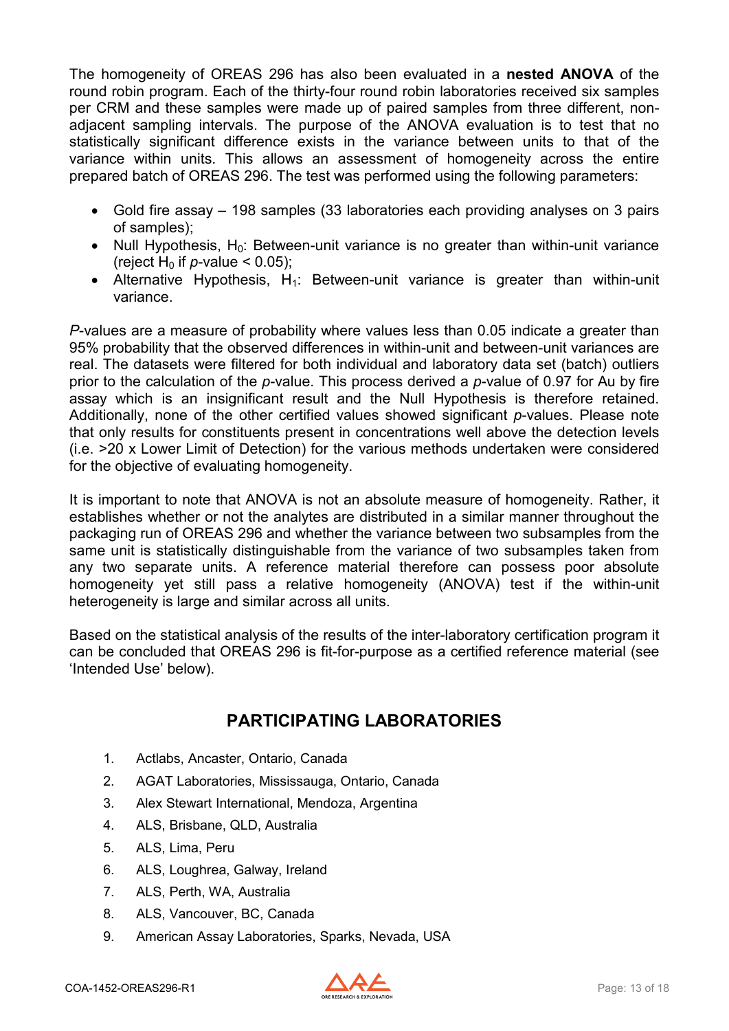The homogeneity of OREAS 296 has also been evaluated in a **nested ANOVA** of the round robin program. Each of the thirty-four round robin laboratories received six samples per CRM and these samples were made up of paired samples from three different, non-adjacent sampling intervals. The purpose of the ANOVA evaluation is to test that no statistically significant difference exists in the variance between units to that of the variance within units. This allows an assessment of homogeneity across the entire prepared batch of OREAS 296. The test was performed using the following parameters:

- Gold fire assay – 198 samples (33 laboratories each providing analyses on 3 pairs of samples);
- Null Hypothesis, $H_0$: Between-unit variance is no greater than within-unit variance (reject $H_0$ if $p$-value $< 0.05$);
- Alternative Hypothesis, $H_1$: Between-unit variance is greater than within-unit variance.

*P*-values are a measure of probability where values less than 0.05 indicate a greater than 95% probability that the observed differences in within-unit and between-unit variances are real. The datasets were filtered for both individual and laboratory data set (batch) outliers prior to the calculation of the *p*-value. This process derived a *p*-value of 0.97 for Au by fire assay which is an insignificant result and the Null Hypothesis is therefore retained. Additionally, none of the other certified values showed significant *p*-values. Please note that only results for constituents present in concentrations well above the detection levels (i.e. >20 x Lower Limit of Detection) for the various methods undertaken were considered for the objective of evaluating homogeneity.

It is important to note that ANOVA is not an absolute measure of homogeneity. Rather, it establishes whether or not the analytes are distributed in a similar manner throughout the packaging run of OREAS 296 and whether the variance between two subsamples from the same unit is statistically distinguishable from the variance of two subsamples taken from any two separate units. A reference material therefore can possess poor absolute homogeneity yet still pass a relative homogeneity (ANOVA) test if the within-unit heterogeneity is large and similar across all units.

Based on the statistical analysis of the results of the inter-laboratory certification program it can be concluded that OREAS 296 is fit-for-purpose as a certified reference material (see 'Intended Use' below).

## PARTICIPATING LABORATORIES

1. Actlabs, Ancaster, Ontario, Canada
2. AGAT Laboratories, Mississauga, Ontario, Canada
3. Alex Stewart International, Mendoza, Argentina
4. ALS, Brisbane, QLD, Australia
5. ALS, Lima, Peru
6. ALS, Loughrea, Galway, Ireland
7. ALS, Perth, WA, Australia
8. ALS, Vancouver, BC, Canada
9. American Assay Laboratories, Sparks, Nevada, USA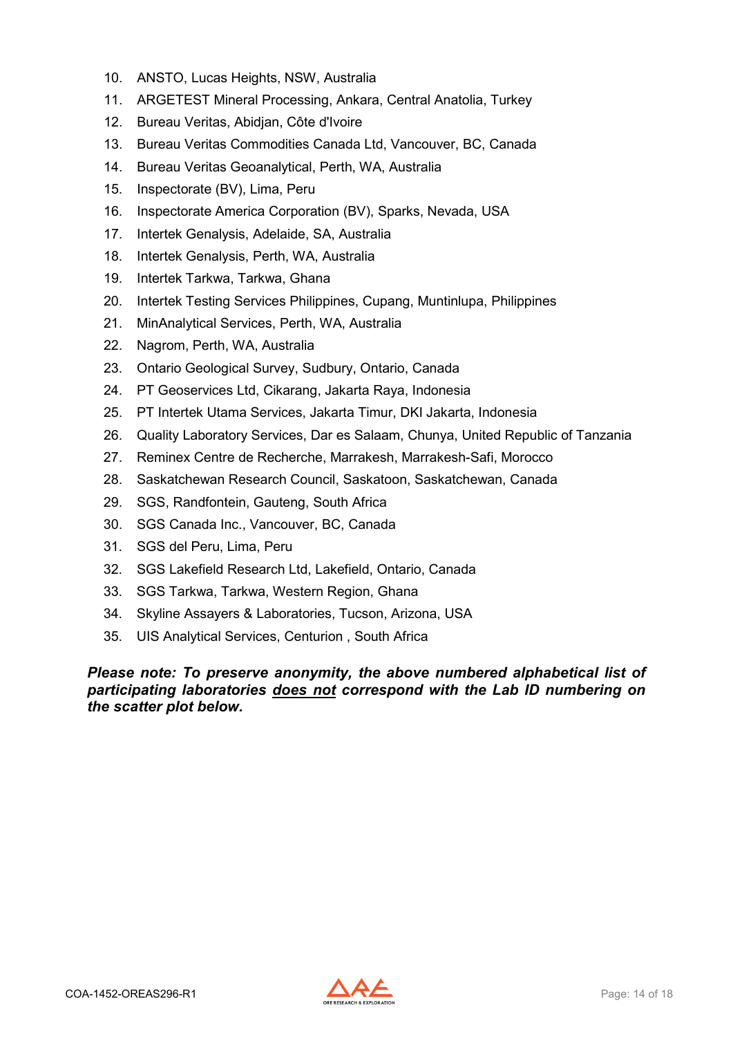10. ANSTO, Lucas Heights, NSW, Australia
11. ARGETEST Mineral Processing, Ankara, Central Anatolia, Turkey
12. Bureau Veritas, Abidjan, Côte d'Ivoire
13. Bureau Veritas Commodities Canada Ltd, Vancouver, BC, Canada
14. Bureau Veritas Geoanalytical, Perth, WA, Australia
15. Inspectorate (BV), Lima, Peru
16. Inspectorate America Corporation (BV), Sparks, Nevada, USA
17. Intertek Genalysis, Adelaide, SA, Australia
18. Intertek Genalysis, Perth, WA, Australia
19. Intertek Tarkwa, Tarkwa, Ghana
20. Intertek Testing Services Philippines, Cupang, Muntinlupa, Philippines
21. MinAnalytical Services, Perth, WA, Australia
22. Nagrom, Perth, WA, Australia
23. Ontario Geological Survey, Sudbury, Ontario, Canada
24. PT Geoservices Ltd, Cikarang, Jakarta Raya, Indonesia
25. PT Intertek Utama Services, Jakarta Timur, DKI Jakarta, Indonesia
26. Quality Laboratory Services, Dar es Salaam, Chunya, United Republic of Tanzania
27. Reminex Centre de Recherche, Marrakesh, Marrakesh-Safi, Morocco
28. Saskatchewan Research Council, Saskatoon, Saskatchewan, Canada
29. SGS, Randfontein, Gauteng, South Africa
30. SGS Canada Inc., Vancouver, BC, Canada
31. SGS del Peru, Lima, Peru
32. SGS Lakefield Research Ltd, Lakefield, Ontario, Canada
33. SGS Tarkwa, Tarkwa, Western Region, Ghana
34. Skyline Assayers & Laboratories, Tucson, Arizona, USA
35. UIS Analytical Services, Centurion , South Africa

***Please note: To preserve anonymity, the above numbered alphabetical list of participating laboratories <u>does not</u> correspond with the Lab ID numbering on the scatter plot below.***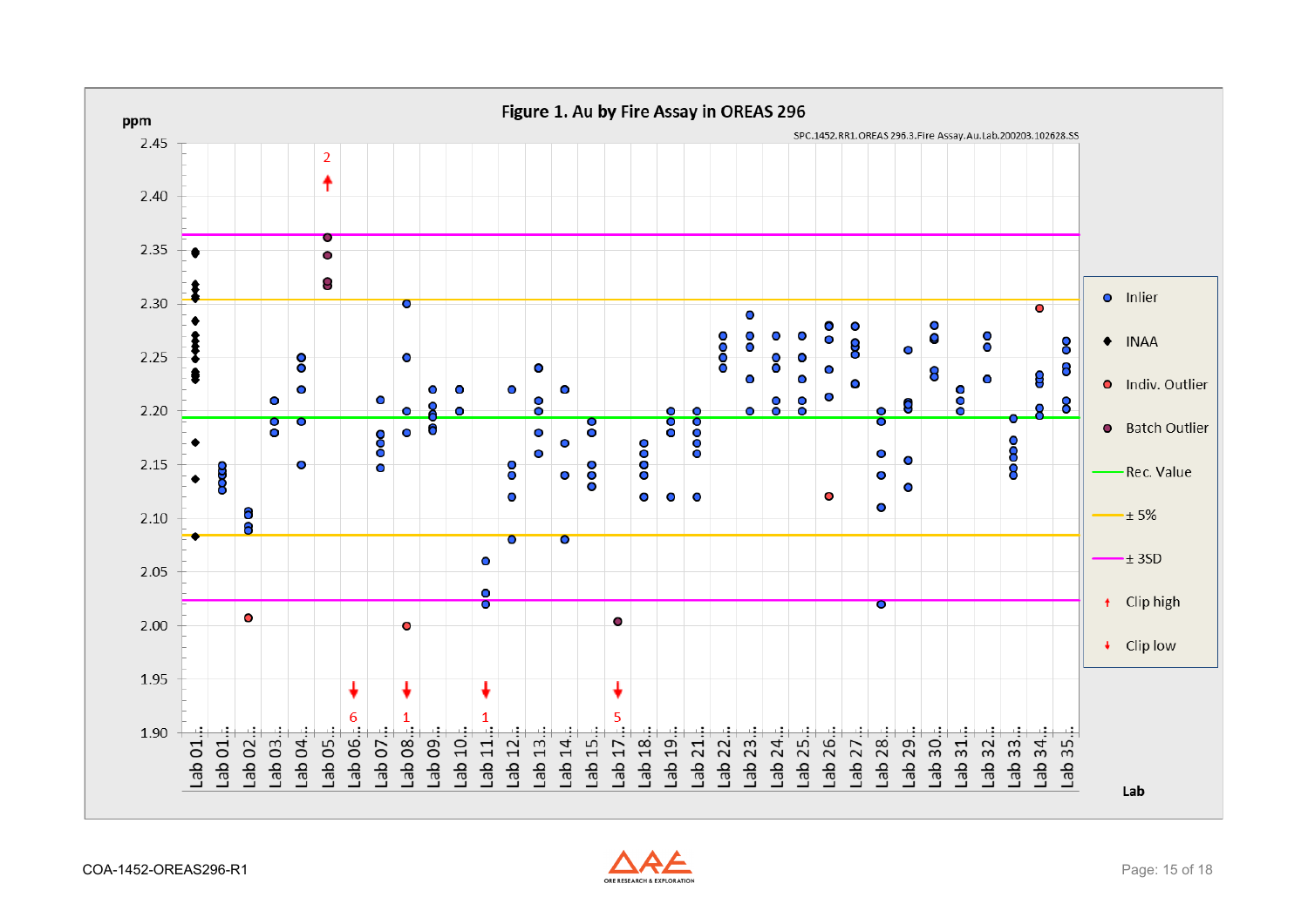**Figure 1. Au by Fire Assay in OREAS 296**

SPC.1452.RR1.OREAS 296.3.Fire Assay.Au.Lab.200203.102628.SS

ppm

2.45
2.40
2.35
2.30
2.25
2.20
2.15
2.10
2.05
2.00
1.95
1.90

Lab 01.. Lab 01.. Lab 02.. Lab 03.. Lab 04.. Lab 05.. Lab 06.. Lab 07.. Lab 08.. Lab 09.. Lab 10.. Lab 11.. Lab 12.. Lab 13.. Lab 14.. Lab 15.. Lab 17.. Lab 18.. Lab 19.. Lab 21.. Lab 22.. Lab 23.. Lab 24.. Lab 25.. Lab 26.. Lab 27.. Lab 28.. Lab 29.. Lab 30.. Lab 31.. Lab 32.. Lab 33.. Lab 34.. Lab 35..

Lab

2 (clip high, Lab 05); 6 (clip low, Lab 06); 1 (clip low, Lab 08); 1 (clip low, Lab 11); 5 (clip low, Lab 17)

Legend: Inlier; INAA; Indiv. Outlier; Batch Outlier; Rec. Value; ± 5%; ± 3SD; Clip high; Clip low

COA-1452-OREAS296-R1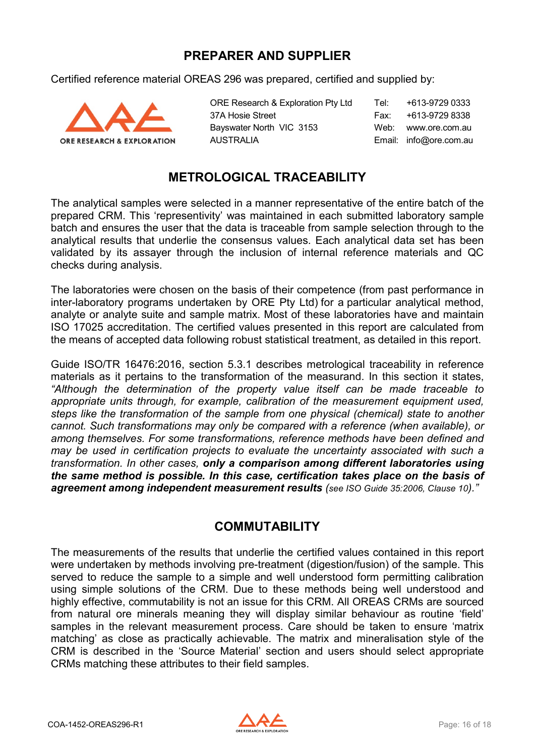## PREPARER AND SUPPLIER

Certified reference material OREAS 296 was prepared, certified and supplied by:

ORE Research & Exploration Pty Ltd
37A Hosie Street
Bayswater North VIC 3153
AUSTRALIA

Tel: +613-9729 0333
Fax: +613-9729 8338
Web: www.ore.com.au
Email: info@ore.com.au

## METROLOGICAL TRACEABILITY

The analytical samples were selected in a manner representative of the entire batch of the prepared CRM. This 'representivity' was maintained in each submitted laboratory sample batch and ensures the user that the data is traceable from sample selection through to the analytical results that underlie the consensus values. Each analytical data set has been validated by its assayer through the inclusion of internal reference materials and QC checks during analysis.

The laboratories were chosen on the basis of their competence (from past performance in inter-laboratory programs undertaken by ORE Pty Ltd) for a particular analytical method, analyte or analyte suite and sample matrix. Most of these laboratories have and maintain ISO 17025 accreditation. The certified values presented in this report are calculated from the means of accepted data following robust statistical treatment, as detailed in this report.

Guide ISO/TR 16476:2016, section 5.3.1 describes metrological traceability in reference materials as it pertains to the transformation of the measurand. In this section it states, *"Although the determination of the property value itself can be made traceable to appropriate units through, for example, calibration of the measurement equipment used, steps like the transformation of the sample from one physical (chemical) state to another cannot. Such transformations may only be compared with a reference (when available), or among themselves. For some transformations, reference methods have been defined and may be used in certification projects to evaluate the uncertainty associated with such a transformation. In other cases,* ***only a comparison among different laboratories using the same method is possible. In this case, certification takes place on the basis of agreement among independent measurement results*** *(see ISO Guide 35:2006, Clause 10)."*

## COMMUTABILITY

The measurements of the results that underlie the certified values contained in this report were undertaken by methods involving pre-treatment (digestion/fusion) of the sample. This served to reduce the sample to a simple and well understood form permitting calibration using simple solutions of the CRM. Due to these methods being well understood and highly effective, commutability is not an issue for this CRM. All OREAS CRMs are sourced from natural ore minerals meaning they will display similar behaviour as routine 'field' samples in the relevant measurement process. Care should be taken to ensure 'matrix matching' as close as practically achievable. The matrix and mineralisation style of the CRM is described in the 'Source Material' section and users should select appropriate CRMs matching these attributes to their field samples.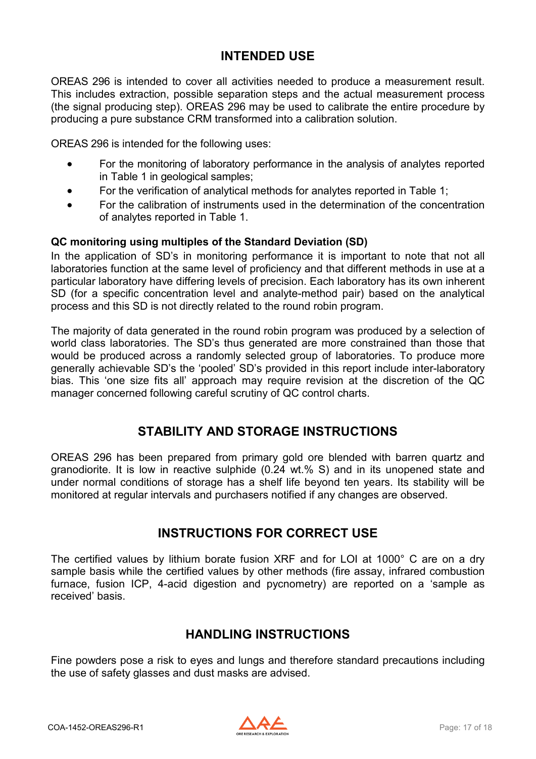## INTENDED USE

OREAS 296 is intended to cover all activities needed to produce a measurement result. This includes extraction, possible separation steps and the actual measurement process (the signal producing step). OREAS 296 may be used to calibrate the entire procedure by producing a pure substance CRM transformed into a calibration solution.

OREAS 296 is intended for the following uses:

- For the monitoring of laboratory performance in the analysis of analytes reported in Table 1 in geological samples;
- For the verification of analytical methods for analytes reported in Table 1;
- For the calibration of instruments used in the determination of the concentration of analytes reported in Table 1.

**QC monitoring using multiples of the Standard Deviation (SD)**

In the application of SD's in monitoring performance it is important to note that not all laboratories function at the same level of proficiency and that different methods in use at a particular laboratory have differing levels of precision. Each laboratory has its own inherent SD (for a specific concentration level and analyte-method pair) based on the analytical process and this SD is not directly related to the round robin program.

The majority of data generated in the round robin program was produced by a selection of world class laboratories. The SD's thus generated are more constrained than those that would be produced across a randomly selected group of laboratories. To produce more generally achievable SD's the 'pooled' SD's provided in this report include inter-laboratory bias. This 'one size fits all' approach may require revision at the discretion of the QC manager concerned following careful scrutiny of QC control charts.

## STABILITY AND STORAGE INSTRUCTIONS

OREAS 296 has been prepared from primary gold ore blended with barren quartz and granodiorite. It is low in reactive sulphide (0.24 wt.% S) and in its unopened state and under normal conditions of storage has a shelf life beyond ten years. Its stability will be monitored at regular intervals and purchasers notified if any changes are observed.

## INSTRUCTIONS FOR CORRECT USE

The certified values by lithium borate fusion XRF and for LOI at 1000° C are on a dry sample basis while the certified values by other methods (fire assay, infrared combustion furnace, fusion ICP, 4-acid digestion and pycnometry) are reported on a 'sample as received' basis.

## HANDLING INSTRUCTIONS

Fine powders pose a risk to eyes and lungs and therefore standard precautions including the use of safety glasses and dust masks are advised.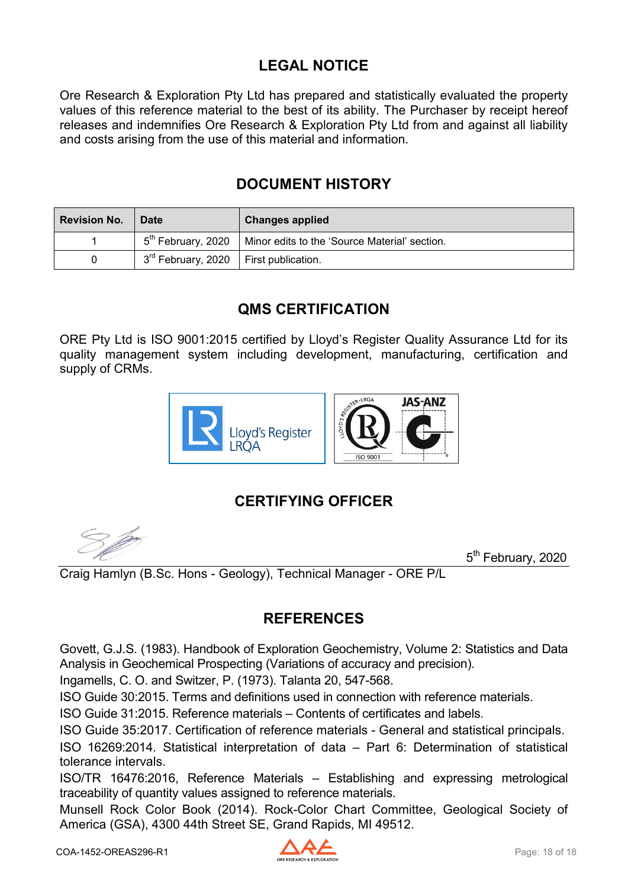## LEGAL NOTICE

Ore Research & Exploration Pty Ltd has prepared and statistically evaluated the property values of this reference material to the best of its ability. The Purchaser by receipt hereof releases and indemnifies Ore Research & Exploration Pty Ltd from and against all liability and costs arising from the use of this material and information.

## DOCUMENT HISTORY

| Revision No. | Date | Changes applied |
|---|---|---|
| 1 | 5th February, 2020 | Minor edits to the 'Source Material' section. |
| 0 | 3rd February, 2020 | First publication. |

## QMS CERTIFICATION

ORE Pty Ltd is ISO 9001:2015 certified by Lloyd's Register Quality Assurance Ltd for its quality management system including development, manufacturing, certification and supply of CRMs.

## CERTIFYING OFFICER

5th February, 2020

Craig Hamlyn (B.Sc. Hons - Geology), Technical Manager - ORE P/L

## REFERENCES

Govett, G.J.S. (1983). Handbook of Exploration Geochemistry, Volume 2: Statistics and Data Analysis in Geochemical Prospecting (Variations of accuracy and precision).

Ingamells, C. O. and Switzer, P. (1973). Talanta 20, 547-568.

ISO Guide 30:2015. Terms and definitions used in connection with reference materials.

ISO Guide 31:2015. Reference materials – Contents of certificates and labels.

ISO Guide 35:2017. Certification of reference materials - General and statistical principals.

ISO 16269:2014. Statistical interpretation of data – Part 6: Determination of statistical tolerance intervals.

ISO/TR 16476:2016, Reference Materials – Establishing and expressing metrological traceability of quantity values assigned to reference materials.

Munsell Rock Color Book (2014). Rock-Color Chart Committee, Geological Society of America (GSA), 4300 44th Street SE, Grand Rapids, MI 49512.